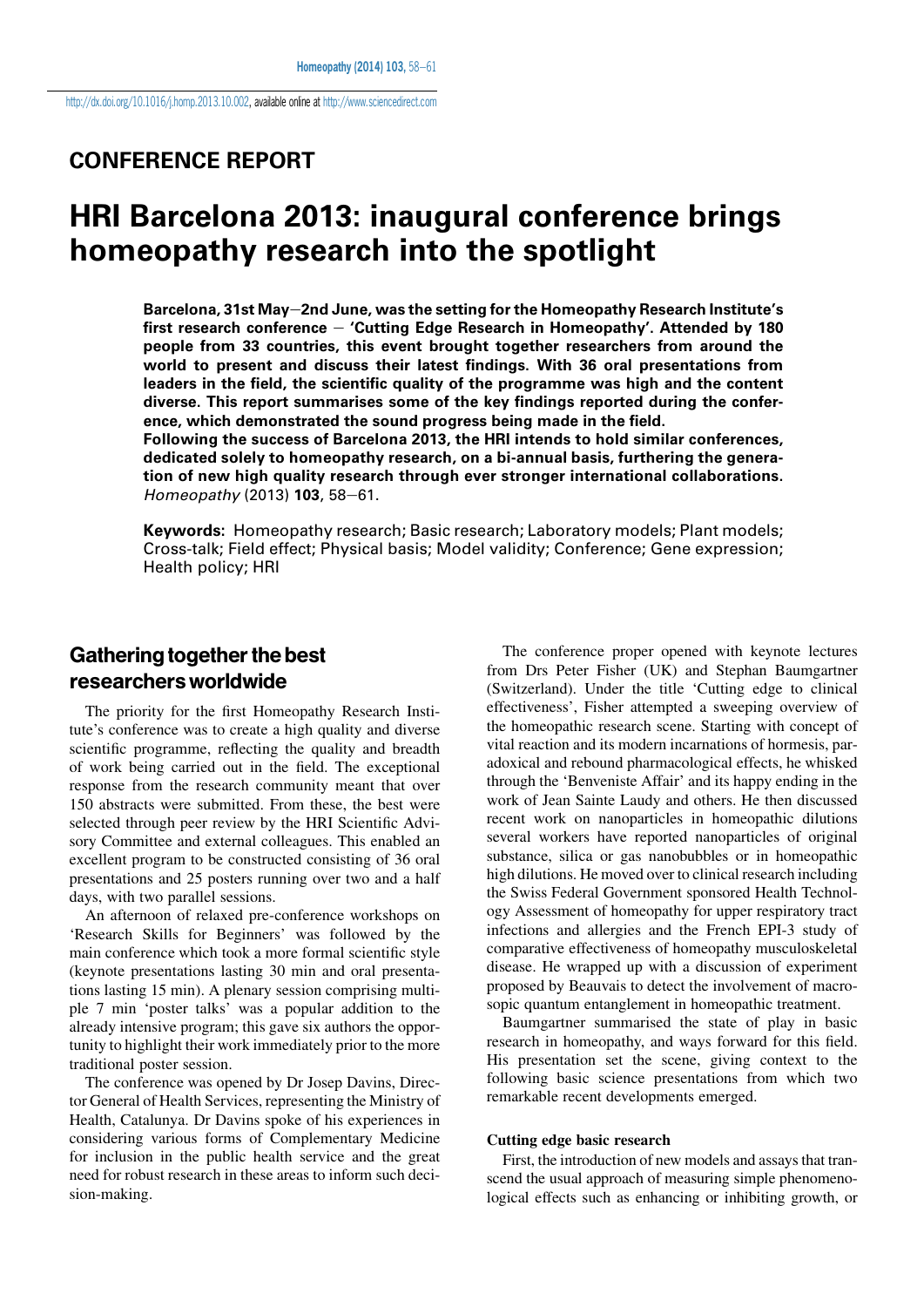http://dx.doi.org/10.1016/j.homp.2013.10.002, available online at http://www.sciencedirect.com

## CONFERENCE REPORT

# HRI Barcelona 2013: inaugural conference brings homeopathy research into the spotlight

**Barcelona, 31st May–2nd June, was the setting for the Homeopathy Research Institute's first research conference – 'Cutting Edge Research in Homeopathy'. Attended by 180 people from 33 countries, this event brought together researchers from around the world to present and discuss their latest findings. With 36 oral presentations from leaders in the field, the scientific quality of the programme was high and the content diverse. This report summarises some of the key findings reported during the conference, which demonstrated the sound progress being made in the field.**

**Following the success of Barcelona 2013, the HRI intends to hold similar conferences, dedicated solely to homeopathy research, on a bi-annual basis, furthering the generation of new high quality research through ever stronger international collaborations.** *Homeopathy* (2013) **103**, 58–61.

**Keywords:** Homeopathy research; Basic research; Laboratory models; Plant models; Cross-talk; Field effect; Physical basis; Model validity; Conference; Gene expression; Health policy; HRI

## Gathering together the best researchers worldwide

The priority for the first Homeopathy Research Institute's conference was to create a high quality and diverse scientific programme, reflecting the quality and breadth of work being carried out in the field. The exceptional response from the research community meant that over 150 abstracts were submitted. From these, the best were selected through peer review by the HRI Scientific Advisory Committee and external colleagues. This enabled an excellent program to be constructed consisting of 36 oral presentations and 25 posters running over two and a half days, with two parallel sessions.

An afternoon of relaxed pre-conference workshops on 'Research Skills for Beginners' was followed by the main conference which took a more formal scientific style (keynote presentations lasting 30 min and oral presentations lasting 15 min). A plenary session comprising multiple 7 min 'poster talks' was a popular addition to the already intensive program; this gave six authors the opportunity to highlight their work immediately prior to the more traditional poster session.

The conference was opened by Dr Josep Davins, Director General of Health Services, representing the Ministry of Health, Catalunya. Dr Davins spoke of his experiences in considering various forms of Complementary Medicine for inclusion in the public health service and the great need for robust research in these areas to inform such decision-making.

The conference proper opened with keynote lectures from Drs Peter Fisher (UK) and Stephan Baumgartner (Switzerland). Under the title 'Cutting edge to clinical effectiveness', Fisher attempted a sweeping overview of the homeopathic research scene. Starting with concept of vital reaction and its modern incarnations of hormesis, paradoxical and rebound pharmacological effects, he whisked through the 'Benveniste Affair' and its happy ending in the work of Jean Sainte Laudy and others. He then discussed recent work on nanoparticles in homeopathic dilutions several workers have reported nanoparticles of original substance, silica or gas nanobubbles or in homeopathic high dilutions. He moved over to clinical research including the Swiss Federal Government sponsored Health Technology Assessment of homeopathy for upper respiratory tract infections and allergies and the French EPI-3 study of comparative effectiveness of homeopathy musculoskeletal disease. He wrapped up with a discussion of experiment proposed by Beauvais to detect the involvement of macrosopic quantum entanglement in homeopathic treatment.

Baumgartner summarised the state of play in basic research in homeopathy, and ways forward for this field. His presentation set the scene, giving context to the following basic science presentations from which two remarkable recent developments emerged.

### Cutting edge basic research

First, the introduction of new models and assays that transcend the usual approach of measuring simple phenomenological effects such as enhancing or inhibiting growth, or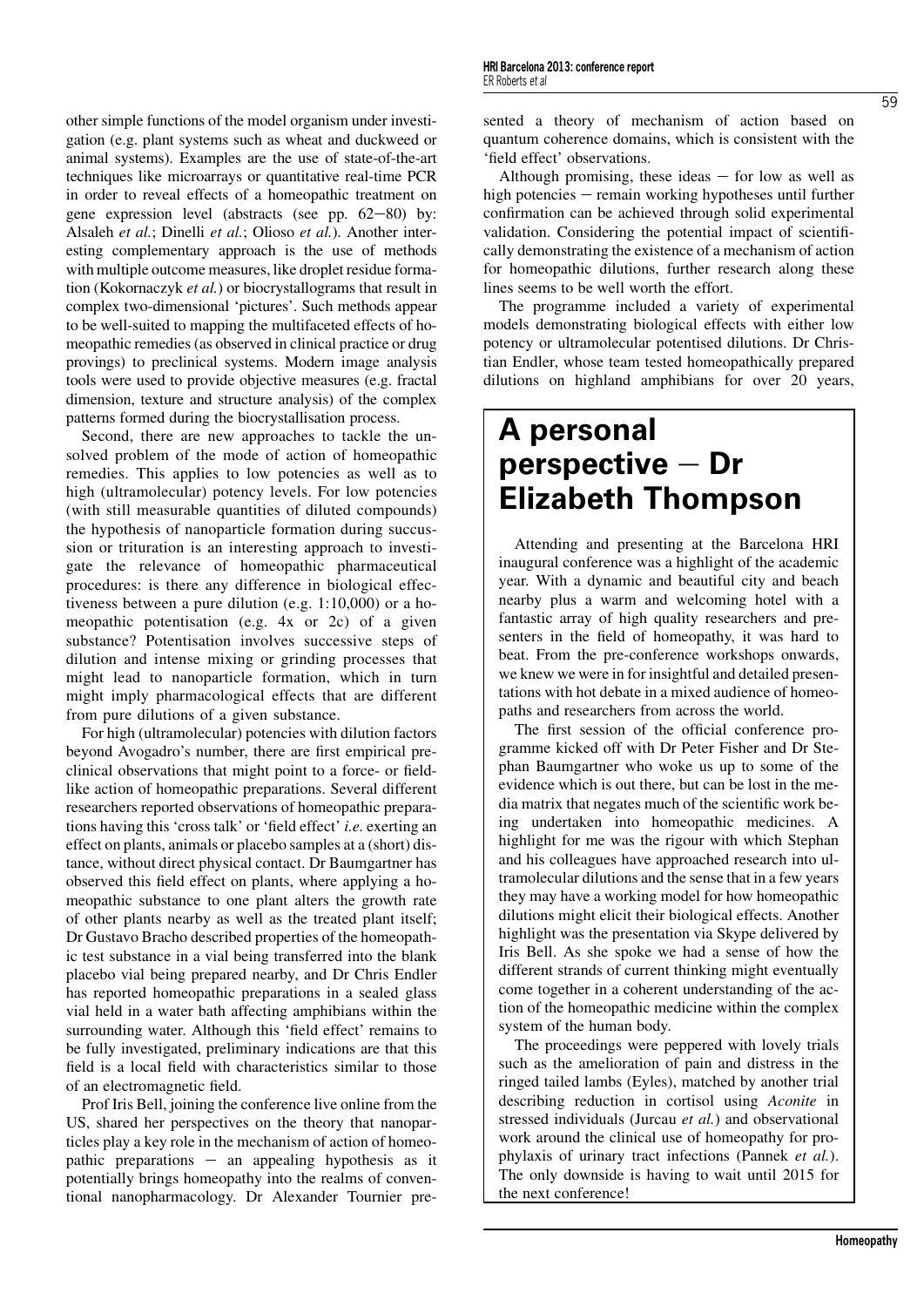other simple functions of the model organism under investigation (e.g. plant systems such as wheat and duckweed or animal systems). Examples are the use of state-of-the-art techniques like microarrays or quantitative real-time PCR in order to reveal effects of a homeopathic treatment on gene expression level (abstracts (see pp. 62–80) by: Alsaleh *et al.*; Dinelli *et al.*; Olioso *et al.*). Another interesting complementary approach is the use of methods with multiple outcome measures, like droplet residue formation (Kokornaczyk *et al.*) or biocrystallograms that result in complex two-dimensional 'pictures'. Such methods appear to be well-suited to mapping the multifaceted effects of homeopathic remedies (as observed in clinical practice or drug provings) to preclinical systems. Modern image analysis tools were used to provide objective measures (e.g. fractal dimension, texture and structure analysis) of the complex patterns formed during the biocrystallisation process.

Second, there are new approaches to tackle the unsolved problem of the mode of action of homeopathic remedies. This applies to low potencies as well as to high (ultramolecular) potency levels. For low potencies (with still measurable quantities of diluted compounds) the hypothesis of nanoparticle formation during succussion or trituration is an interesting approach to investigate the relevance of homeopathic pharmaceutical procedures: is there any difference in biological effectiveness between a pure dilution (e.g. 1:10,000) or a homeopathic potentisation (e.g. 4x or 2c) of a given substance? Potentisation involves successive steps of dilution and intense mixing or grinding processes that might lead to nanoparticle formation, which in turn might imply pharmacological effects that are different from pure dilutions of a given substance.

For high (ultramolecular) potencies with dilution factors beyond Avogadro's number, there are first empirical preclinical observations that might point to a force- or field-like action of homeopathic preparations. Several different researchers reported observations of homeopathic preparations having this 'cross talk' or 'field effect' *i.e.* exerting an effect on plants, animals or placebo samples at a (short) distance, without direct physical contact. Dr Baumgartner has observed this field effect on plants, where applying a homeopathic substance to one plant alters the growth rate of other plants nearby as well as the treated plant itself; Dr Gustavo Bracho described properties of the homeopathic test substance in a vial being transferred into the blank placebo vial being prepared nearby, and Dr Chris Endler has reported homeopathic preparations in a sealed glass vial held in a water bath affecting amphibians within the surrounding water. Although this 'field effect' remains to be fully investigated, preliminary indications are that this field is a local field with characteristics similar to those of an electromagnetic field.

Prof Iris Bell, joining the conference live online from the US, shared her perspectives on the theory that nanoparticles play a key role in the mechanism of action of homeopathic preparations – an appealing hypothesis as it potentially brings homeopathy into the realms of conventional nanopharmacology. Dr Alexander Tournier presented a theory of mechanism of action based on quantum coherence domains, which is consistent with the 'field effect' observations.

Although promising, these ideas – for low as well as high potencies – remain working hypotheses until further confirmation can be achieved through solid experimental validation. Considering the potential impact of scientifically demonstrating the existence of a mechanism of action for homeopathic dilutions, further research along these lines seems to be well worth the effort.

The programme included a variety of experimental models demonstrating biological effects with either low potency or ultramolecular potentised dilutions. Dr Christian Endler, whose team tested homeopathically prepared dilutions on highland amphibians for over 20 years,

## A personal perspective – Dr Elizabeth Thompson

Attending and presenting at the Barcelona HRI inaugural conference was a highlight of the academic year. With a dynamic and beautiful city and beach nearby plus a warm and welcoming hotel with a fantastic array of high quality researchers and presenters in the field of homeopathy, it was hard to beat. From the pre-conference workshops onwards, we knew we were in for insightful and detailed presentations with hot debate in a mixed audience of homeopaths and researchers from across the world.

The first session of the official conference programme kicked off with Dr Peter Fisher and Dr Stephan Baumgartner who woke us up to some of the evidence which is out there, but can be lost in the media matrix that negates much of the scientific work being undertaken into homeopathic medicines. A highlight for me was the rigour with which Stephan and his colleagues have approached research into ultramolecular dilutions and the sense that in a few years they may have a working model for how homeopathic dilutions might elicit their biological effects. Another highlight was the presentation via Skype delivered by Iris Bell. As she spoke we had a sense of how the different strands of current thinking might eventually come together in a coherent understanding of the action of the homeopathic medicine within the complex system of the human body.

The proceedings were peppered with lovely trials such as the amelioration of pain and distress in the ringed tailed lambs (Eyles), matched by another trial describing reduction in cortisol using *Aconite* in stressed individuals (Jurcau *et al.*) and observational work around the clinical use of homeopathy for prophylaxis of urinary tract infections (Pannek *et al.*). The only downside is having to wait until 2015 for the next conference!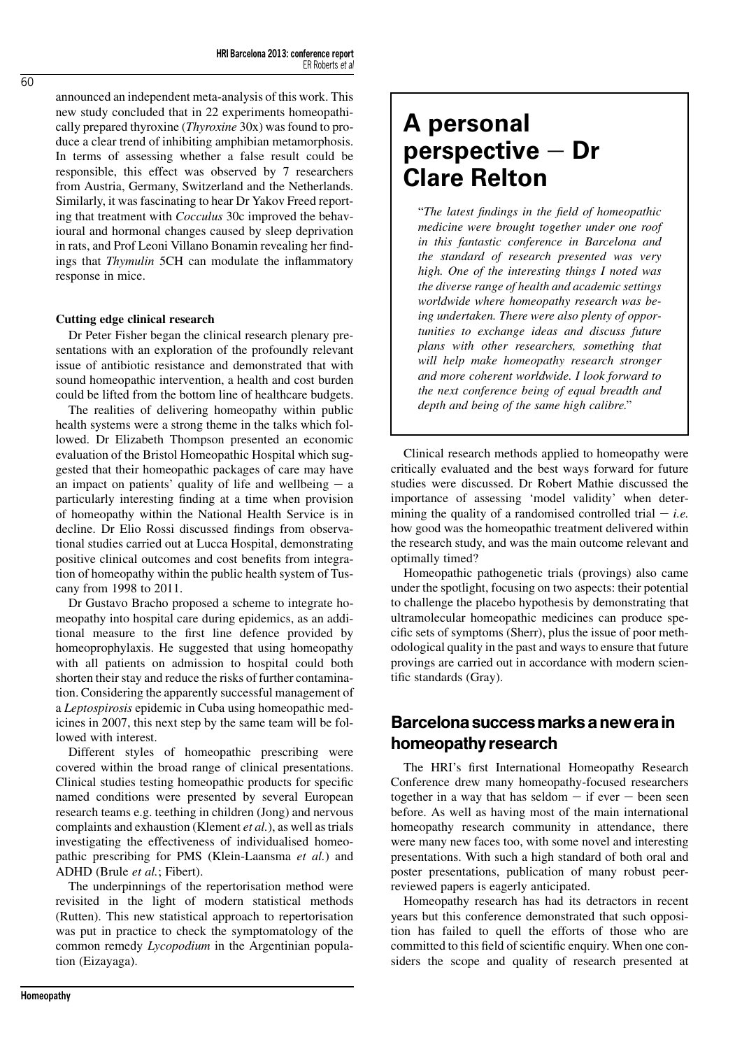announced an independent meta-analysis of this work. This new study concluded that in 22 experiments homeopathically prepared thyroxine (*Thyroxine* 30x) was found to produce a clear trend of inhibiting amphibian metamorphosis. In terms of assessing whether a false result could be responsible, this effect was observed by 7 researchers from Austria, Germany, Switzerland and the Netherlands. Similarly, it was fascinating to hear Dr Yakov Freed reporting that treatment with *Cocculus* 30c improved the behavioural and hormonal changes caused by sleep deprivation in rats, and Prof Leoni Villano Bonamin revealing her findings that *Thymulin* 5CH can modulate the inflammatory response in mice.

**Cutting edge clinical research**

Dr Peter Fisher began the clinical research plenary presentations with an exploration of the profoundly relevant issue of antibiotic resistance and demonstrated that with sound homeopathic intervention, a health and cost burden could be lifted from the bottom line of healthcare budgets.

The realities of delivering homeopathy within public health systems were a strong theme in the talks which followed. Dr Elizabeth Thompson presented an economic evaluation of the Bristol Homeopathic Hospital which suggested that their homeopathic packages of care may have an impact on patients' quality of life and wellbeing – a particularly interesting finding at a time when provision of homeopathy within the National Health Service is in decline. Dr Elio Rossi discussed findings from observational studies carried out at Lucca Hospital, demonstrating positive clinical outcomes and cost benefits from integration of homeopathy within the public health system of Tuscany from 1998 to 2011.

Dr Gustavo Bracho proposed a scheme to integrate homeopathy into hospital care during epidemics, as an additional measure to the first line defence provided by homeoprophylaxis. He suggested that using homeopathy with all patients on admission to hospital could both shorten their stay and reduce the risks of further contamination. Considering the apparently successful management of a *Leptospirosis* epidemic in Cuba using homeopathic medicines in 2007, this next step by the same team will be followed with interest.

Different styles of homeopathic prescribing were covered within the broad range of clinical presentations. Clinical studies testing homeopathic products for specific named conditions were presented by several European research teams e.g. teething in children (Jong) and nervous complaints and exhaustion (Klement *et al.*), as well as trials investigating the effectiveness of individualised homeopathic prescribing for PMS (Klein-Laansma *et al.*) and ADHD (Brule *et al.*; Fibert).

The underpinnings of the repertorisation method were revisited in the light of modern statistical methods (Rutten). This new statistical approach to repertorisation was put in practice to check the symptomatology of the common remedy *Lycopodium* in the Argentinian population (Eizayaga).

## A personal perspective – Dr Clare Relton

"*The latest findings in the field of homeopathic medicine were brought together under one roof in this fantastic conference in Barcelona and the standard of research presented was very high. One of the interesting things I noted was the diverse range of health and academic settings worldwide where homeopathy research was being undertaken. There were also plenty of opportunities to exchange ideas and discuss future plans with other researchers, something that will help make homeopathy research stronger and more coherent worldwide. I look forward to the next conference being of equal breadth and depth and being of the same high calibre.*"

Clinical research methods applied to homeopathy were critically evaluated and the best ways forward for future studies were discussed. Dr Robert Mathie discussed the importance of assessing 'model validity' when determining the quality of a randomised controlled trial – *i.e.* how good was the homeopathic treatment delivered within the research study, and was the main outcome relevant and optimally timed?

Homeopathic pathogenetic trials (provings) also came under the spotlight, focusing on two aspects: their potential to challenge the placebo hypothesis by demonstrating that ultramolecular homeopathic medicines can produce specific sets of symptoms (Sherr), plus the issue of poor methodological quality in the past and ways to ensure that future provings are carried out in accordance with modern scientific standards (Gray).

## Barcelona success marks a new era in homeopathy research

The HRI's first International Homeopathy Research Conference drew many homeopathy-focused researchers together in a way that has seldom – if ever – been seen before. As well as having most of the main international homeopathy research community in attendance, there were many new faces too, with some novel and interesting presentations. With such a high standard of both oral and poster presentations, publication of many robust peer-reviewed papers is eagerly anticipated.

Homeopathy research has had its detractors in recent years but this conference demonstrated that such opposition has failed to quell the efforts of those who are committed to this field of scientific enquiry. When one considers the scope and quality of research presented at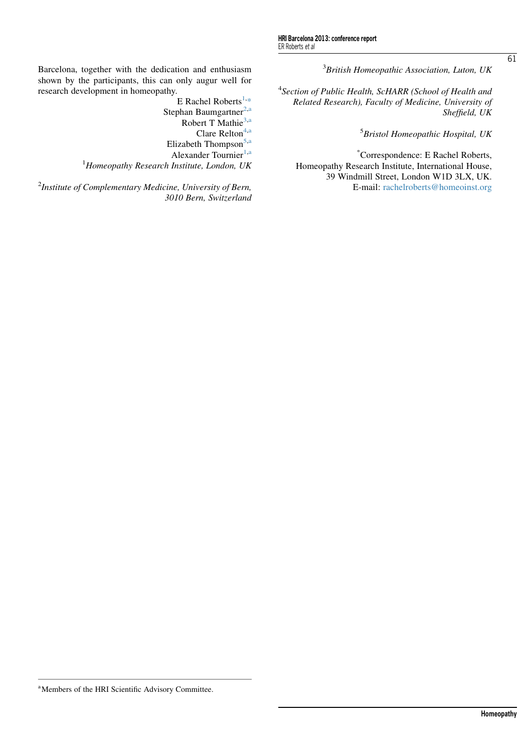Barcelona, together with the dedication and enthusiasm shown by the participants, this can only augur well for research development in homeopathy.

E Rachel Roberts[1,*]
Stephan Baumgartner[2,a]
Robert T Mathie[3,a]
Clare Relton[4,a]
Elizabeth Thompson[5,a]
Alexander Tournier[1,a]

[1]*Homeopathy Research Institute, London, UK*

[2]*Institute of Complementary Medicine, University of Bern, 3010 Bern, Switzerland*

[3]*British Homeopathic Association, Luton, UK*

[4]*Section of Public Health, ScHARR (School of Health and Related Research), Faculty of Medicine, University of Sheffield, UK*

[5]*Bristol Homeopathic Hospital, UK*

[*]Correspondence: E Rachel Roberts, Homeopathy Research Institute, International House, 39 Windmill Street, London W1D 3LX, UK.
E-mail: rachelroberts@homeoinst.org

[a]Members of the HRI Scientific Advisory Committee.